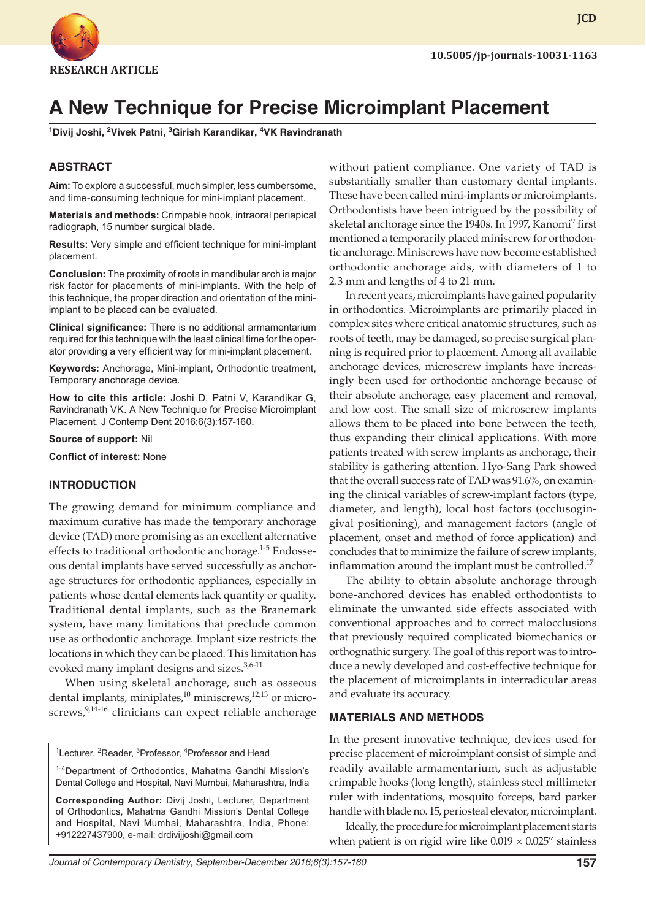RESEARCH ARTICLE

10.5005/jp-journals-10031-1163

# A New Technique for Precise Microimplant Placement

[1]Divij Joshi, [2]Vivek Patni, [3]Girish Karandikar, [4]VK Ravindranath

## ABSTRACT

**Aim:** To explore a successful, much simpler, less cumbersome, and time-consuming technique for mini-implant placement.

**Materials and methods:** Crimpable hook, intraoral periapical radiograph, 15 number surgical blade.

**Results:** Very simple and efficient technique for mini-implant placement.

**Conclusion:** The proximity of roots in mandibular arch is major risk factor for placements of mini-implants. With the help of this technique, the proper direction and orientation of the mini-implant to be placed can be evaluated.

**Clinical significance:** There is no additional armamentarium required for this technique with the least clinical time for the operator providing a very efficient way for mini-implant placement.

**Keywords:** Anchorage, Mini-implant, Orthodontic treatment, Temporary anchorage device.

**How to cite this article:** Joshi D, Patni V, Karandikar G, Ravindranath VK. A New Technique for Precise Microimplant Placement. J Contemp Dent 2016;6(3):157-160.

**Source of support:** Nil

**Conflict of interest:** None

## INTRODUCTION

The growing demand for minimum compliance and maximum curative has made the temporary anchorage device (TAD) more promising as an excellent alternative effects to traditional orthodontic anchorage.[1-5] Endosseous dental implants have served successfully as anchorage structures for orthodontic appliances, especially in patients whose dental elements lack quantity or quality. Traditional dental implants, such as the Branemark system, have many limitations that preclude common use as orthodontic anchorage. Implant size restricts the locations in which they can be placed. This limitation has evoked many implant designs and sizes.[3,6-11]

When using skeletal anchorage, such as osseous dental implants, miniplates,[10] miniscrews,[12,13] or microscrews,[9,14-16] clinicians can expect reliable anchorage without patient compliance. One variety of TAD is substantially smaller than customary dental implants. These have been called mini-implants or microimplants. Orthodontists have been intrigued by the possibility of skeletal anchorage since the 1940s. In 1997, Kanomi[9] first mentioned a temporarily placed miniscrew for orthodontic anchorage. Miniscrews have now become established orthodontic anchorage aids, with diameters of 1 to 2.3 mm and lengths of 4 to 21 mm.

In recent years, microimplants have gained popularity in orthodontics. Microimplants are primarily placed in complex sites where critical anatomic structures, such as roots of teeth, may be damaged, so precise surgical planning is required prior to placement. Among all available anchorage devices, microscrew implants have increasingly been used for orthodontic anchorage because of their absolute anchorage, easy placement and removal, and low cost. The small size of microscrew implants allows them to be placed into bone between the teeth, thus expanding their clinical applications. With more patients treated with screw implants as anchorage, their stability is gathering attention. Hyo-Sang Park showed that the overall success rate of TAD was 91.6%, on examining the clinical variables of screw-implant factors (type, diameter, and length), local host factors (occlusogingival positioning), and management factors (angle of placement, onset and method of force application) and concludes that to minimize the failure of screw implants, inflammation around the implant must be controlled.[17]

The ability to obtain absolute anchorage through bone-anchored devices has enabled orthodontists to eliminate the unwanted side effects associated with conventional approaches and to correct malocclusions that previously required complicated biomechanics or orthognathic surgery. The goal of this report was to introduce a newly developed and cost-effective technique for the placement of microimplants in interradicular areas and evaluate its accuracy.

## MATERIALS AND METHODS

In the present innovative technique, devices used for precise placement of microimplant consist of simple and readily available armamentarium, such as adjustable crimpable hooks (long length), stainless steel millimeter ruler with indentations, mosquito forceps, bard parker handle with blade no. 15, periosteal elevator, microimplant.

Ideally, the procedure for microimplant placement starts when patient is on rigid wire like 0.019 × 0.025" stainless

---

[1]Lecturer, [2]Reader, [3]Professor, [4]Professor and Head

[1-4]Department of Orthodontics, Mahatma Gandhi Mission's Dental College and Hospital, Navi Mumbai, Maharashtra, India

**Corresponding Author:** Divij Joshi, Lecturer, Department of Orthodontics, Mahatma Gandhi Mission's Dental College and Hospital, Navi Mumbai, Maharashtra, India, Phone: +912227437900, e-mail: drdivijjoshi@gmail.com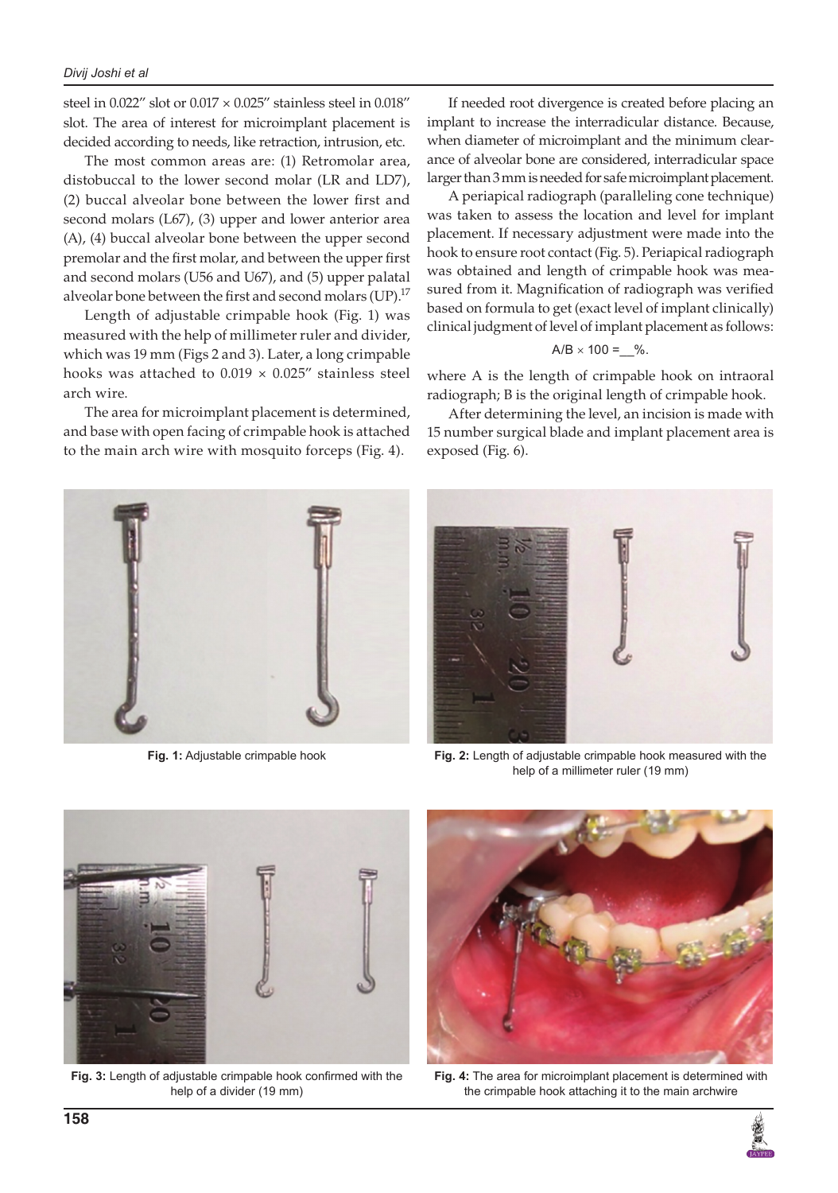steel in 0.022″ slot or 0.017 × 0.025″ stainless steel in 0.018″ slot. The area of interest for microimplant placement is decided according to needs, like retraction, intrusion, etc.

The most common areas are: (1) Retromolar area, distobuccal to the lower second molar (LR and LD7), (2) buccal alveolar bone between the lower first and second molars (L67), (3) upper and lower anterior area (A), (4) buccal alveolar bone between the upper second premolar and the first molar, and between the upper first and second molars (U56 and U67), and (5) upper palatal alveolar bone between the first and second molars (UP).[17]

Length of adjustable crimpable hook (Fig. 1) was measured with the help of millimeter ruler and divider, which was 19 mm (Figs 2 and 3). Later, a long crimpable hooks was attached to 0.019 × 0.025″ stainless steel arch wire.

The area for microimplant placement is determined, and base with open facing of crimpable hook is attached to the main arch wire with mosquito forceps (Fig. 4).

If needed root divergence is created before placing an implant to increase the interradicular distance. Because, when diameter of microimplant and the minimum clearance of alveolar bone are considered, interradicular space larger than 3 mm is needed for safe microimplant placement.

A periapical radiograph (paralleling cone technique) was taken to assess the location and level for implant placement. If necessary adjustment were made into the hook to ensure root contact (Fig. 5). Periapical radiograph was obtained and length of crimpable hook was measured from it. Magnification of radiograph was verified based on formula to get (exact level of implant clinically) clinical judgment of level of implant placement as follows:

$$A/B \times 100 = \_\_\%.$$

where A is the length of crimpable hook on intraoral radiograph; B is the original length of crimpable hook.

After determining the level, an incision is made with 15 number surgical blade and implant placement area is exposed (Fig. 6).

**Fig. 1:** Adjustable crimpable hook

**Fig. 2:** Length of adjustable crimpable hook measured with the help of a millimeter ruler (19 mm)

**Fig. 3:** Length of adjustable crimpable hook confirmed with the help of a divider (19 mm)

**Fig. 4:** The area for microimplant placement is determined with the crimpable hook attaching it to the main archwire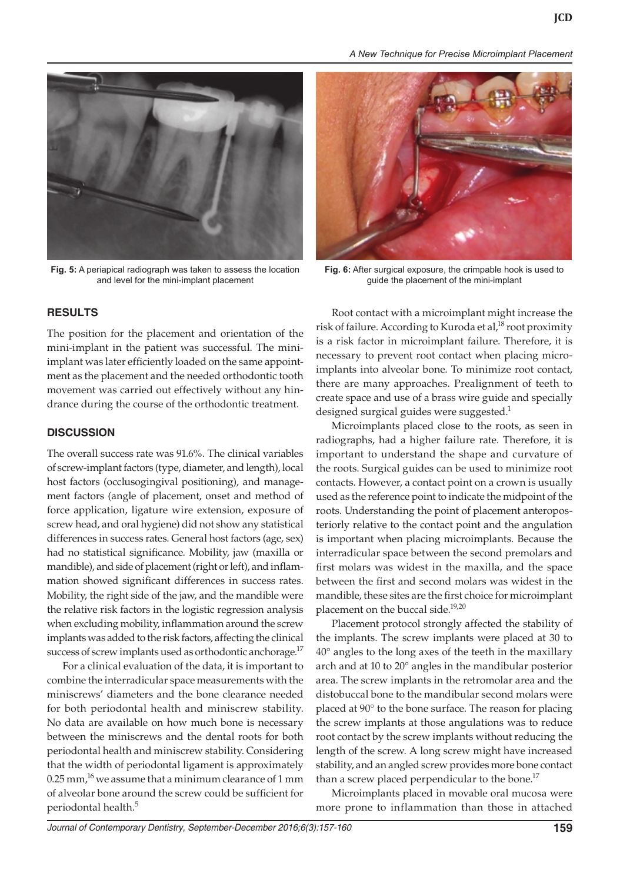Fig. 5: A periapical radiograph was taken to assess the location and level for the mini-implant placement

Fig. 6: After surgical exposure, the crimpable hook is used to guide the placement of the mini-implant

## RESULTS

The position for the placement and orientation of the mini-implant in the patient was successful. The mini-implant was later efficiently loaded on the same appointment as the placement and the needed orthodontic tooth movement was carried out effectively without any hindrance during the course of the orthodontic treatment.

## DISCUSSION

The overall success rate was 91.6%. The clinical variables of screw-implant factors (type, diameter, and length), local host factors (occlusogingival positioning), and management factors (angle of placement, onset and method of force application, ligature wire extension, exposure of screw head, and oral hygiene) did not show any statistical differences in success rates. General host factors (age, sex) had no statistical significance. Mobility, jaw (maxilla or mandible), and side of placement (right or left), and inflammation showed significant differences in success rates. Mobility, the right side of the jaw, and the mandible were the relative risk factors in the logistic regression analysis when excluding mobility, inflammation around the screw implants was added to the risk factors, affecting the clinical success of screw implants used as orthodontic anchorage.[17]

For a clinical evaluation of the data, it is important to combine the interradicular space measurements with the miniscrews' diameters and the bone clearance needed for both periodontal health and miniscrew stability. No data are available on how much bone is necessary between the miniscrews and the dental roots for both periodontal health and miniscrew stability. Considering that the width of periodontal ligament is approximately 0.25 mm,[16] we assume that a minimum clearance of 1 mm of alveolar bone around the screw could be sufficient for periodontal health.[5]

Root contact with a microimplant might increase the risk of failure. According to Kuroda et al,[18] root proximity is a risk factor in microimplant failure. Therefore, it is necessary to prevent root contact when placing microimplants into alveolar bone. To minimize root contact, there are many approaches. Prealignment of teeth to create space and use of a brass wire guide and specially designed surgical guides were suggested.[1]

Microimplants placed close to the roots, as seen in radiographs, had a higher failure rate. Therefore, it is important to understand the shape and curvature of the roots. Surgical guides can be used to minimize root contacts. However, a contact point on a crown is usually used as the reference point to indicate the midpoint of the roots. Understanding the point of placement anteroposteriorly relative to the contact point and the angulation is important when placing microimplants. Because the interradicular space between the second premolars and first molars was widest in the maxilla, and the space between the first and second molars was widest in the mandible, these sites are the first choice for microimplant placement on the buccal side.[19,20]

Placement protocol strongly affected the stability of the implants. The screw implants were placed at 30 to 40° angles to the long axes of the teeth in the maxillary arch and at 10 to 20° angles in the mandibular posterior area. The screw implants in the retromolar area and the distobuccal bone to the mandibular second molars were placed at 90° to the bone surface. The reason for placing the screw implants at those angulations was to reduce root contact by the screw implants without reducing the length of the screw. A long screw might have increased stability, and an angled screw provides more bone contact than a screw placed perpendicular to the bone.[17]

Microimplants placed in movable oral mucosa were more prone to inflammation than those in attached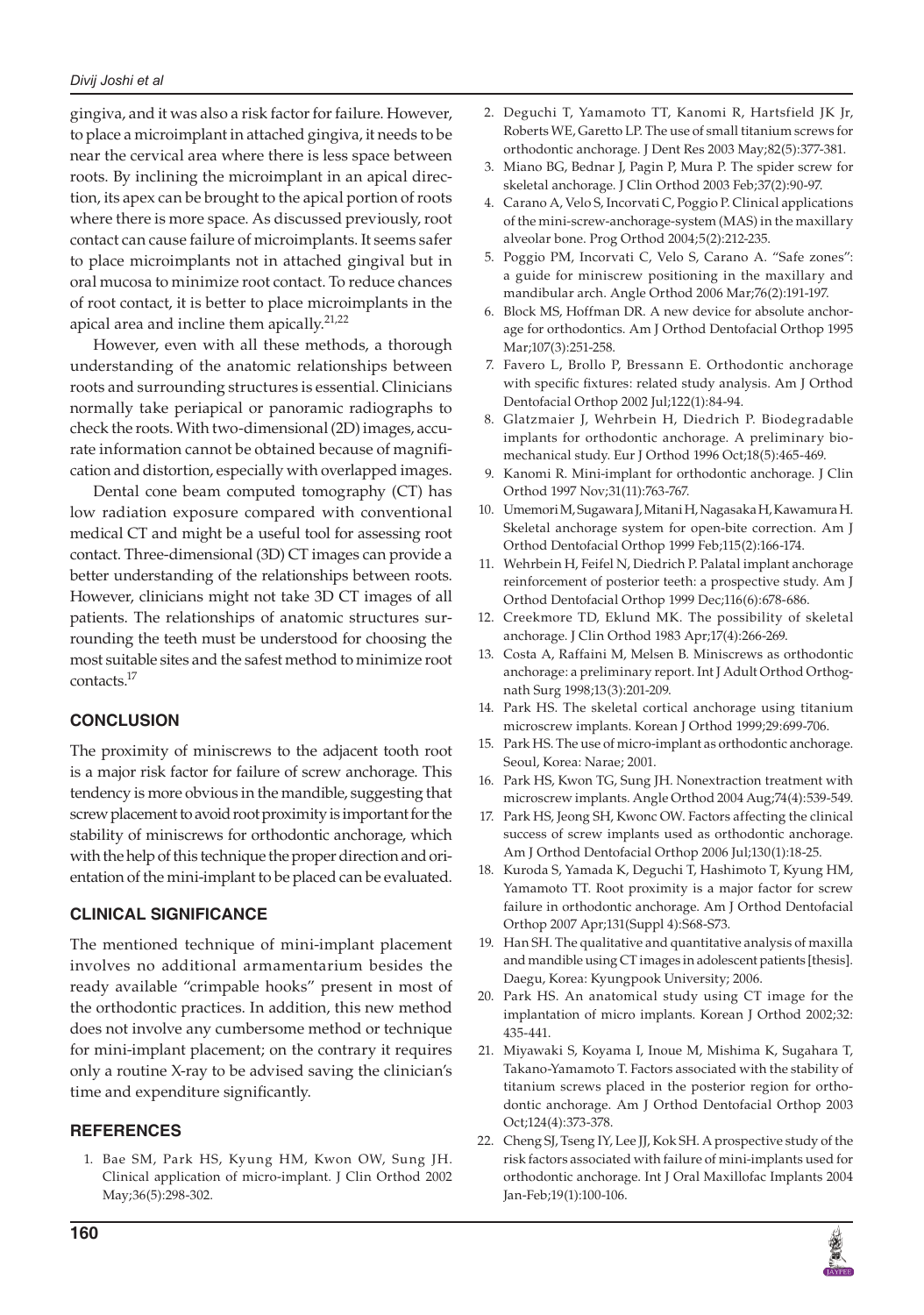gingiva, and it was also a risk factor for failure. However, to place a microimplant in attached gingiva, it needs to be near the cervical area where there is less space between roots. By inclining the microimplant in an apical direction, its apex can be brought to the apical portion of roots where there is more space. As discussed previously, root contact can cause failure of microimplants. It seems safer to place microimplants not in attached gingival but in oral mucosa to minimize root contact. To reduce chances of root contact, it is better to place microimplants in the apical area and incline them apically.[21,22]

However, even with all these methods, a thorough understanding of the anatomic relationships between roots and surrounding structures is essential. Clinicians normally take periapical or panoramic radiographs to check the roots. With two-dimensional (2D) images, accurate information cannot be obtained because of magnification and distortion, especially with overlapped images.

Dental cone beam computed tomography (CT) has low radiation exposure compared with conventional medical CT and might be a useful tool for assessing root contact. Three-dimensional (3D) CT images can provide a better understanding of the relationships between roots. However, clinicians might not take 3D CT images of all patients. The relationships of anatomic structures surrounding the teeth must be understood for choosing the most suitable sites and the safest method to minimize root contacts.[17]

## CONCLUSION

The proximity of miniscrews to the adjacent tooth root is a major risk factor for failure of screw anchorage. This tendency is more obvious in the mandible, suggesting that screw placement to avoid root proximity is important for the stability of miniscrews for orthodontic anchorage, which with the help of this technique the proper direction and orientation of the mini-implant to be placed can be evaluated.

## CLINICAL SIGNIFICANCE

The mentioned technique of mini-implant placement involves no additional armamentarium besides the ready available "crimpable hooks" present in most of the orthodontic practices. In addition, this new method does not involve any cumbersome method or technique for mini-implant placement; on the contrary it requires only a routine X-ray to be advised saving the clinician's time and expenditure significantly.

## REFERENCES

1. Bae SM, Park HS, Kyung HM, Kwon OW, Sung JH. Clinical application of micro-implant. J Clin Orthod 2002 May;36(5):298-302.
2. Deguchi T, Yamamoto TT, Kanomi R, Hartsfield JK Jr, Roberts WE, Garetto LP. The use of small titanium screws for orthodontic anchorage. J Dent Res 2003 May;82(5):377-381.
3. Miano BG, Bednar J, Pagin P, Mura P. The spider screw for skeletal anchorage. J Clin Orthod 2003 Feb;37(2):90-97.
4. Carano A, Velo S, Incorvati C, Poggio P. Clinical applications of the mini-screw-anchorage-system (MAS) in the maxillary alveolar bone. Prog Orthod 2004;5(2):212-235.
5. Poggio PM, Incorvati C, Velo S, Carano A. "Safe zones": a guide for miniscrew positioning in the maxillary and mandibular arch. Angle Orthod 2006 Mar;76(2):191-197.
6. Block MS, Hoffman DR. A new device for absolute anchorage for orthodontics. Am J Orthod Dentofacial Orthop 1995 Mar;107(3):251-258.
7. Favero L, Brollo P, Bressann E. Orthodontic anchorage with specific fixtures: related study analysis. Am J Orthod Dentofacial Orthop 2002 Jul;122(1):84-94.
8. Glatzmaier J, Wehrbein H, Diedrich P. Biodegradable implants for orthodontic anchorage. A preliminary biomechanical study. Eur J Orthod 1996 Oct;18(5):465-469.
9. Kanomi R. Mini-implant for orthodontic anchorage. J Clin Orthod 1997 Nov;31(11):763-767.
10. Umemori M, Sugawara J, Mitani H, Nagasaka H, Kawamura H. Skeletal anchorage system for open-bite correction. Am J Orthod Dentofacial Orthop 1999 Feb;115(2):166-174.
11. Wehrbein H, Feifel N, Diedrich P. Palatal implant anchorage reinforcement of posterior teeth: a prospective study. Am J Orthod Dentofacial Orthop 1999 Dec;116(6):678-686.
12. Creekmore TD, Eklund MK. The possibility of skeletal anchorage. J Clin Orthod 1983 Apr;17(4):266-269.
13. Costa A, Raffaini M, Melsen B. Miniscrews as orthodontic anchorage: a preliminary report. Int J Adult Orthod Orthognath Surg 1998;13(3):201-209.
14. Park HS. The skeletal cortical anchorage using titanium microscrew implants. Korean J Orthod 1999;29:699-706.
15. Park HS. The use of micro-implant as orthodontic anchorage. Seoul, Korea: Narae; 2001.
16. Park HS, Kwon TG, Sung JH. Nonextraction treatment with microscrew implants. Angle Orthod 2004 Aug;74(4):539-549.
17. Park HS, Jeong SH, Kwonc OW. Factors affecting the clinical success of screw implants used as orthodontic anchorage. Am J Orthod Dentofacial Orthop 2006 Jul;130(1):18-25.
18. Kuroda S, Yamada K, Deguchi T, Hashimoto T, Kyung HM, Yamamoto TT. Root proximity is a major factor for screw failure in orthodontic anchorage. Am J Orthod Dentofacial Orthop 2007 Apr;131(Suppl 4):S68-S73.
19. Han SH. The qualitative and quantitative analysis of maxilla and mandible using CT images in adolescent patients [thesis]. Daegu, Korea: Kyungpook University; 2006.
20. Park HS. An anatomical study using CT image for the implantation of micro implants. Korean J Orthod 2002;32: 435-441.
21. Miyawaki S, Koyama I, Inoue M, Mishima K, Sugahara T, Takano-Yamamoto T. Factors associated with the stability of titanium screws placed in the posterior region for orthodontic anchorage. Am J Orthod Dentofacial Orthop 2003 Oct;124(4):373-378.
22. Cheng SJ, Tseng IY, Lee JJ, Kok SH. A prospective study of the risk factors associated with failure of mini-implants used for orthodontic anchorage. Int J Oral Maxillofac Implants 2004 Jan-Feb;19(1):100-106.